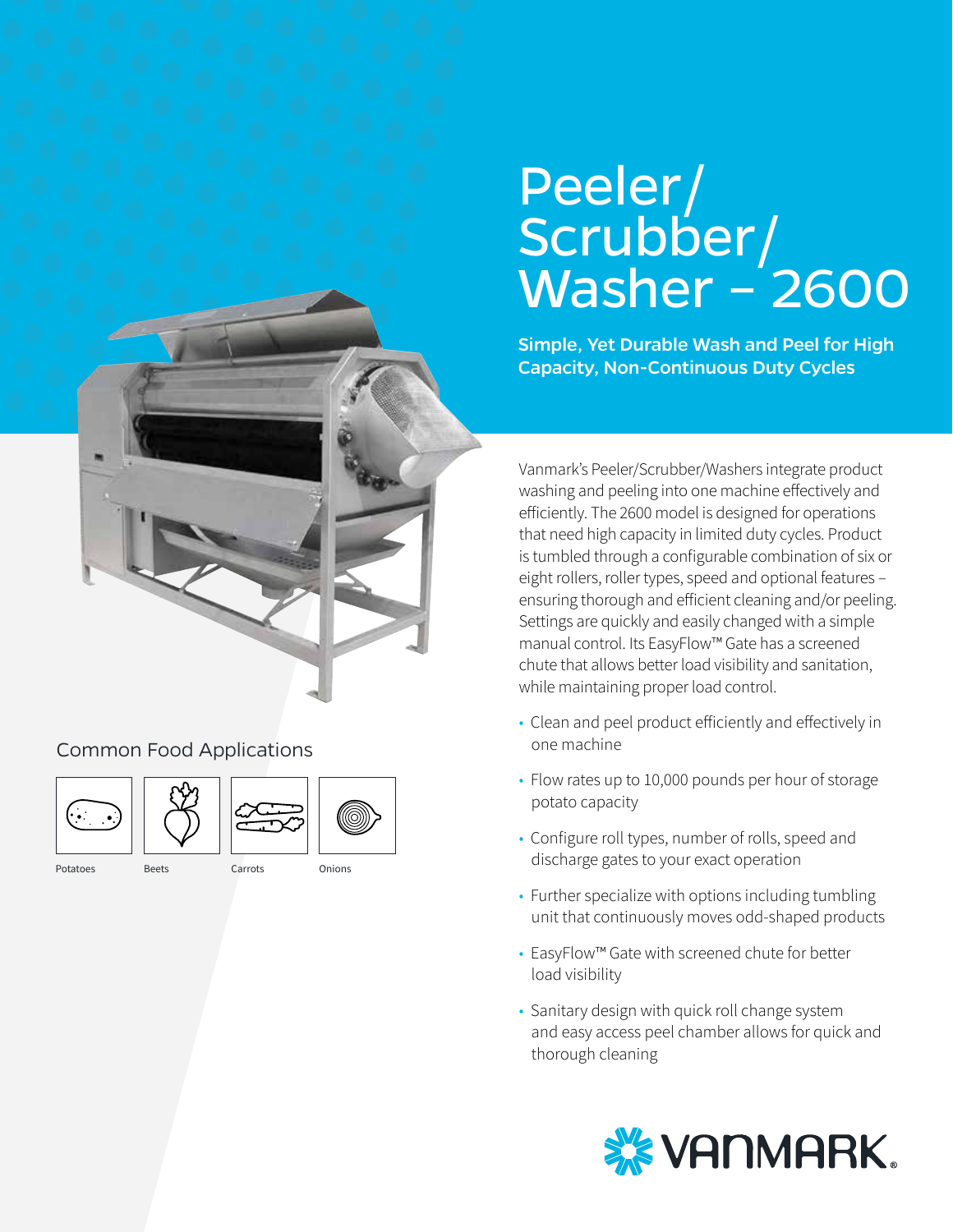# Peeler/ Scrubber/ Washer – 2600

**Simple, Yet Durable Wash and Peel for High Capacity, Non-Continuous Duty Cycles**

Vanmark's Peeler/Scrubber/Washers integrate product washing and peeling into one machine effectively and efficiently. The 2600 model is designed for operations that need high capacity in limited duty cycles. Product is tumbled through a configurable combination of six or eight rollers, roller types, speed and optional features – ensuring thorough and efficient cleaning and/or peeling. Settings are quickly and easily changed with a simple manual control. Its EasyFlow™ Gate has a screened chute that allows better load visibility and sanitation, while maintaining proper load control.

- Clean and peel product efficiently and effectively in one machine
- Flow rates up to 10,000 pounds per hour of storage potato capacity
- Configure roll types, number of rolls, speed and discharge gates to your exact operation
- Further specialize with options including tumbling unit that continuously moves odd-shaped products
- EasyFlow™ Gate with screened chute for better load visibility
- Sanitary design with quick roll change system and easy access peel chamber allows for quick and thorough cleaning

## Common Food Applications

Potatoes

Beets

Carrots

Onions

VANMARK.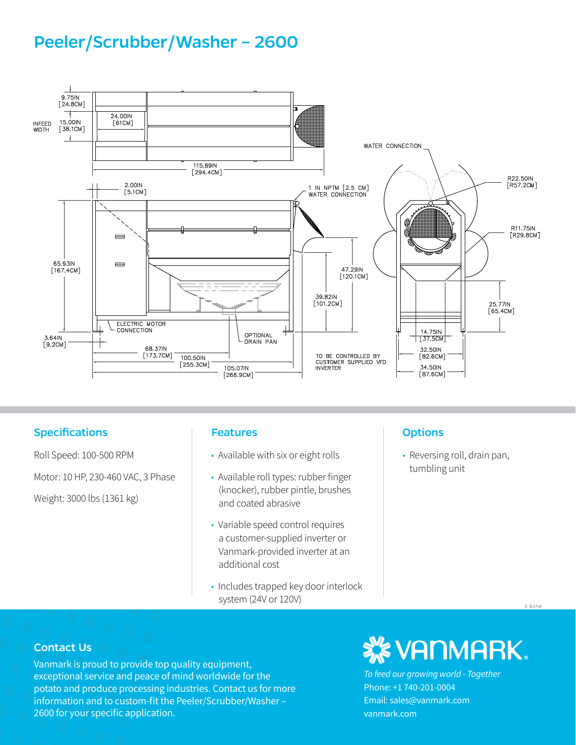# Peeler/Scrubber/Washer – 2600

9.75IN [24.8CM]

INFEED WIDTH 15.00IN [38.1CM]

24.00IN [61CM]

115.89IN [294.4CM]

2.00IN [5.1CM]

65.93IN [167.4CM]

3.64IN [9.2CM]

ELECTRIC MOTOR CONNECTION

68.37IN [173.7CM]

100.50IN [255.3CM]

105.07IN [266.9CM]

OPTIONAL DRAIN PAN

1 IN NPTM [2.5 CM] WATER CONNECTION

47.29IN [120.1CM]

39.82IN [101.2CM]

TO BE CONTROLLED BY CUSTOMER SUPPLIED VFD INVERTER

WATER CONNECTION

R22.50IN [R57.2CM]

R11.75IN [R29.8CM]

25.77IN [65.4CM]

14.75IN [37.5CM]

32.50IN [82.6CM]

34.50IN [87.6CM]

## Specifications

Roll Speed: 100-500 RPM

Motor: 10 HP, 230-460 VAC, 3 Phase

Weight: 3000 lbs (1361 kg)

## Features

- Available with six or eight rolls
- Available roll types: rubber finger (knocker), rubber pintle, brushes and coated abrasive
- Variable speed control requires a customer-supplied inverter or Vanmark-provided inverter at an additional cost
- Includes trapped key door interlock system (24V or 120V)

## Options

- Reversing roll, drain pan, tumbling unit

E 8.17v4

## Contact Us

Vanmark is proud to provide top quality equipment, exceptional service and peace of mind worldwide for the potato and produce processing industries. Contact us for more information and to custom-fit the Peeler/Scrubber/Washer – 2600 for your specific application.

VANMARK.

*To feed our growing world - Together*

Phone: +1 740-201-0004

Email: sales@vanmark.com

vanmark.com